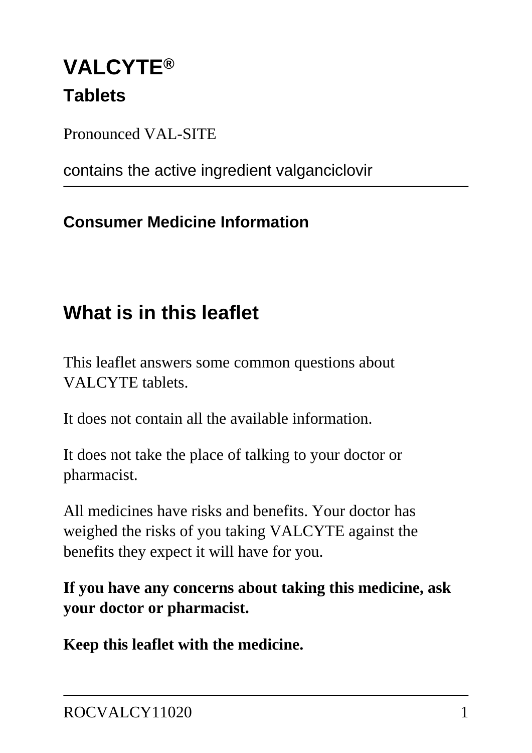# VALCYTE®

## Tablets

Pronounced VAL-SITE

contains the active ingredient valganciclovir

**Consumer Medicine Information**

## What is in this leaflet

This leaflet answers some common questions about VALCYTE tablets.

It does not contain all the available information.

It does not take the place of talking to your doctor or pharmacist.

All medicines have risks and benefits. Your doctor has weighed the risks of you taking VALCYTE against the benefits they expect it will have for you.

**If you have any concerns about taking this medicine, ask your doctor or pharmacist.**

**Keep this leaflet with the medicine.**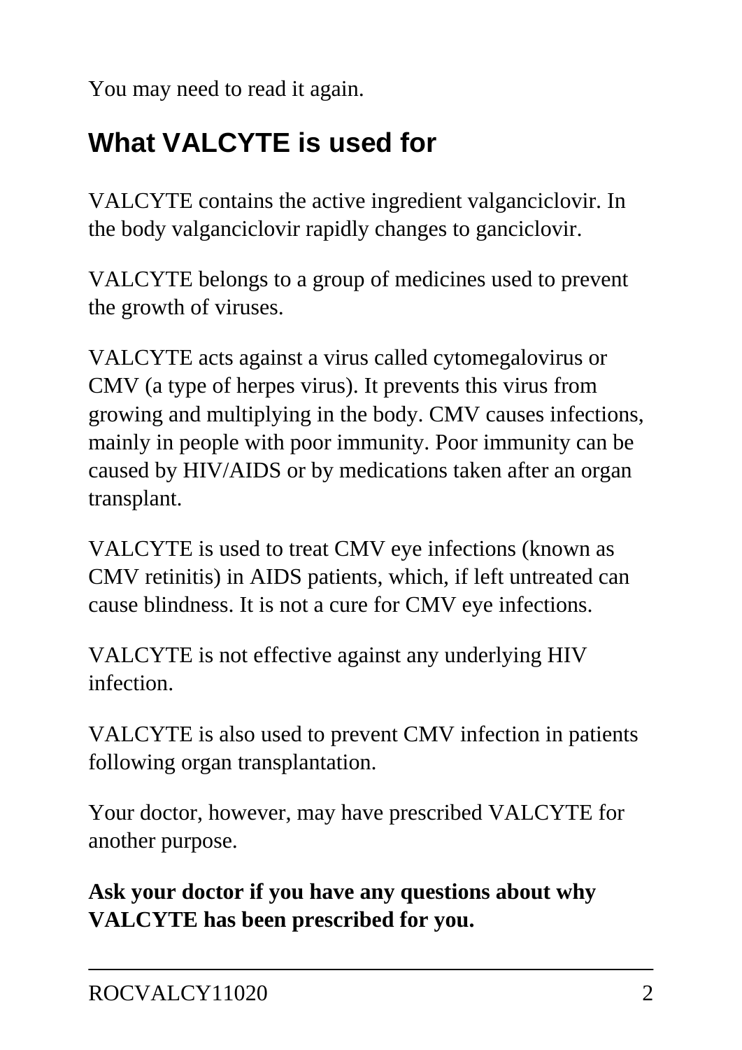You may need to read it again.

## What VALCYTE is used for

VALCYTE contains the active ingredient valganciclovir. In the body valganciclovir rapidly changes to ganciclovir.

VALCYTE belongs to a group of medicines used to prevent the growth of viruses.

VALCYTE acts against a virus called cytomegalovirus or CMV (a type of herpes virus). It prevents this virus from growing and multiplying in the body. CMV causes infections, mainly in people with poor immunity. Poor immunity can be caused by HIV/AIDS or by medications taken after an organ transplant.

VALCYTE is used to treat CMV eye infections (known as CMV retinitis) in AIDS patients, which, if left untreated can cause blindness. It is not a cure for CMV eye infections.

VALCYTE is not effective against any underlying HIV infection.

VALCYTE is also used to prevent CMV infection in patients following organ transplantation.

Your doctor, however, may have prescribed VALCYTE for another purpose.

**Ask your doctor if you have any questions about why VALCYTE has been prescribed for you.**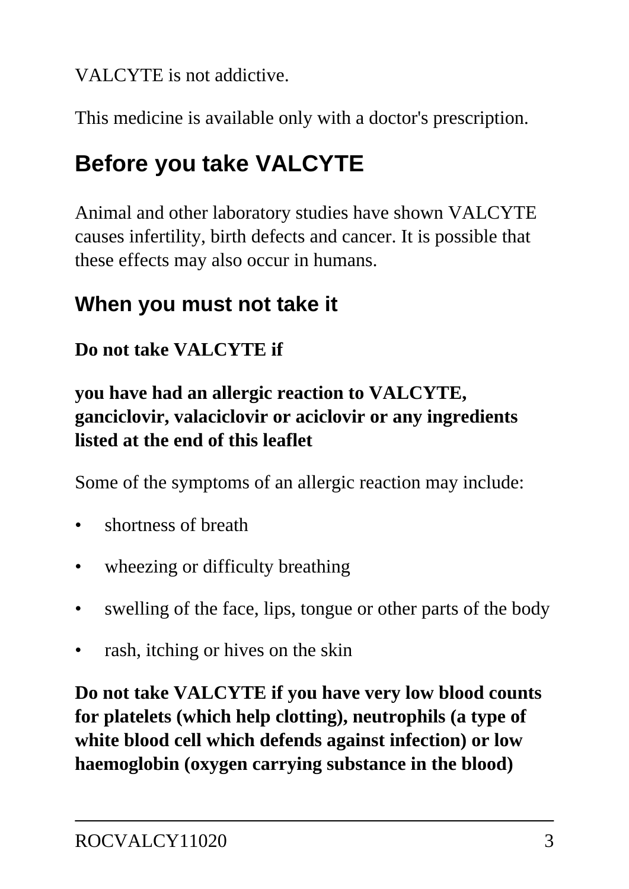VALCYTE is not addictive.

This medicine is available only with a doctor's prescription.

## Before you take VALCYTE

Animal and other laboratory studies have shown VALCYTE causes infertility, birth defects and cancer. It is possible that these effects may also occur in humans.

### When you must not take it

**Do not take VALCYTE if**

**you have had an allergic reaction to VALCYTE, ganciclovir, valaciclovir or aciclovir or any ingredients listed at the end of this leaflet**

Some of the symptoms of an allergic reaction may include:

- shortness of breath
- wheezing or difficulty breathing
- swelling of the face, lips, tongue or other parts of the body
- rash, itching or hives on the skin

**Do not take VALCYTE if you have very low blood counts for platelets (which help clotting), neutrophils (a type of white blood cell which defends against infection) or low haemoglobin (oxygen carrying substance in the blood)**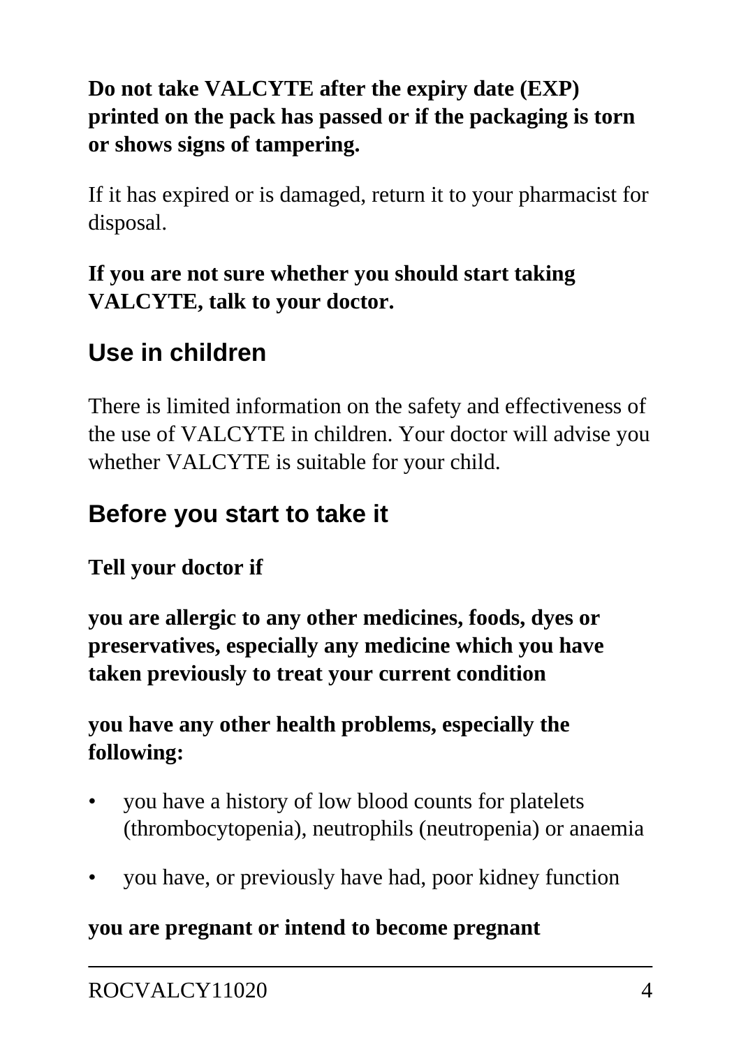**Do not take VALCYTE after the expiry date (EXP) printed on the pack has passed or if the packaging is torn or shows signs of tampering.**

If it has expired or is damaged, return it to your pharmacist for disposal.

**If you are not sure whether you should start taking VALCYTE, talk to your doctor.**

## Use in children

There is limited information on the safety and effectiveness of the use of VALCYTE in children. Your doctor will advise you whether VALCYTE is suitable for your child.

## Before you start to take it

**Tell your doctor if**

**you are allergic to any other medicines, foods, dyes or preservatives, especially any medicine which you have taken previously to treat your current condition**

**you have any other health problems, especially the following:**

- you have a history of low blood counts for platelets (thrombocytopenia), neutrophils (neutropenia) or anaemia
- you have, or previously have had, poor kidney function

**you are pregnant or intend to become pregnant**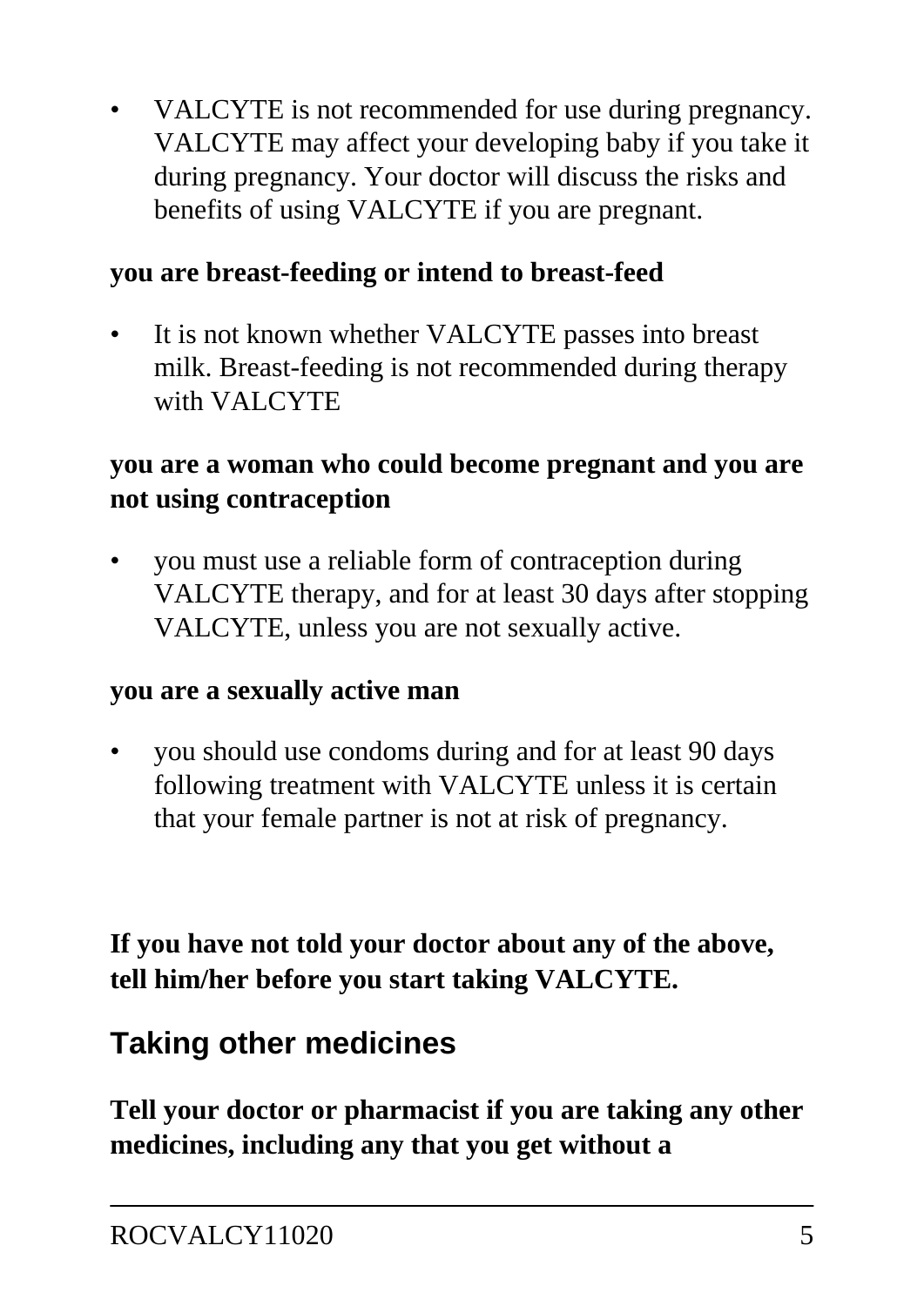- VALCYTE is not recommended for use during pregnancy. VALCYTE may affect your developing baby if you take it during pregnancy. Your doctor will discuss the risks and benefits of using VALCYTE if you are pregnant.

**you are breast-feeding or intend to breast-feed**

- It is not known whether VALCYTE passes into breast milk. Breast-feeding is not recommended during therapy with VALCYTE

**you are a woman who could become pregnant and you are not using contraception**

- you must use a reliable form of contraception during VALCYTE therapy, and for at least 30 days after stopping VALCYTE, unless you are not sexually active.

**you are a sexually active man**

- you should use condoms during and for at least 90 days following treatment with VALCYTE unless it is certain that your female partner is not at risk of pregnancy.

**If you have not told your doctor about any of the above, tell him/her before you start taking VALCYTE.**

## Taking other medicines

**Tell your doctor or pharmacist if you are taking any other medicines, including any that you get without a**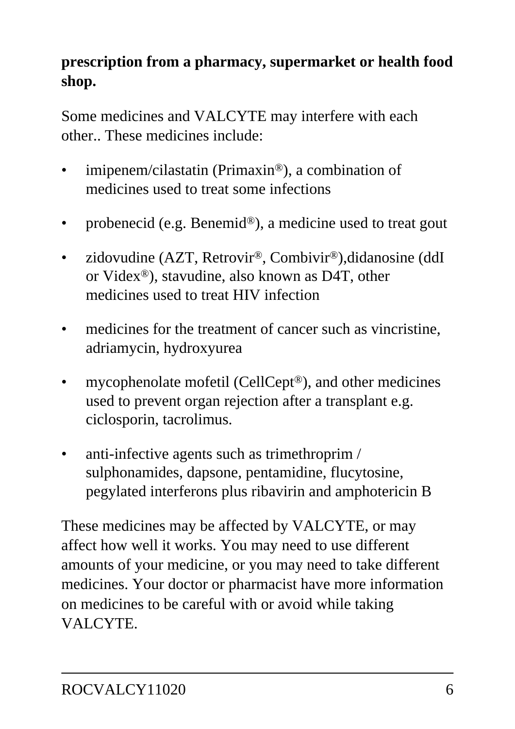**prescription from a pharmacy, supermarket or health food shop.**

Some medicines and VALCYTE may interfere with each other.. These medicines include:

- imipenem/cilastatin (Primaxin®), a combination of medicines used to treat some infections
- probenecid (e.g. Benemid®), a medicine used to treat gout
- zidovudine (AZT, Retrovir®, Combivir®),didanosine (ddI or Videx®), stavudine, also known as D4T, other medicines used to treat HIV infection
- medicines for the treatment of cancer such as vincristine, adriamycin, hydroxyurea
- mycophenolate mofetil (CellCept®), and other medicines used to prevent organ rejection after a transplant e.g. ciclosporin, tacrolimus.
- anti-infective agents such as trimethroprim / sulphonamides, dapsone, pentamidine, flucytosine, pegylated interferons plus ribavirin and amphotericin B

These medicines may be affected by VALCYTE, or may affect how well it works. You may need to use different amounts of your medicine, or you may need to take different medicines. Your doctor or pharmacist have more information on medicines to be careful with or avoid while taking VALCYTE.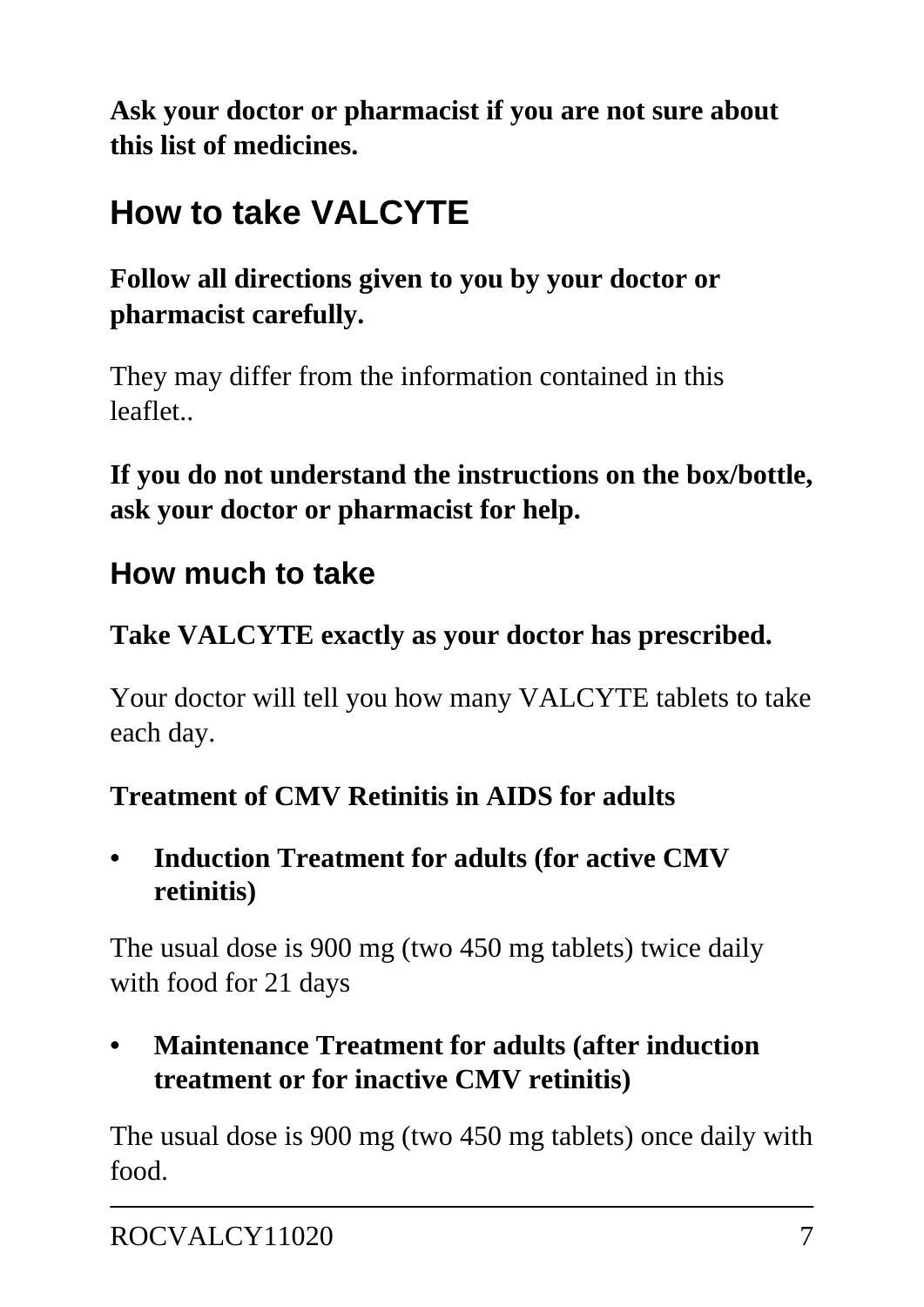**Ask your doctor or pharmacist if you are not sure about this list of medicines.**

## How to take VALCYTE

**Follow all directions given to you by your doctor or pharmacist carefully.**

They may differ from the information contained in this leaflet..

**If you do not understand the instructions on the box/bottle, ask your doctor or pharmacist for help.**

### How much to take

**Take VALCYTE exactly as your doctor has prescribed.**

Your doctor will tell you how many VALCYTE tablets to take each day.

**Treatment of CMV Retinitis in AIDS for adults**

- **Induction Treatment for adults (for active CMV retinitis)**

The usual dose is 900 mg (two 450 mg tablets) twice daily with food for 21 days

- **Maintenance Treatment for adults (after induction treatment or for inactive CMV retinitis)**

The usual dose is 900 mg (two 450 mg tablets) once daily with food.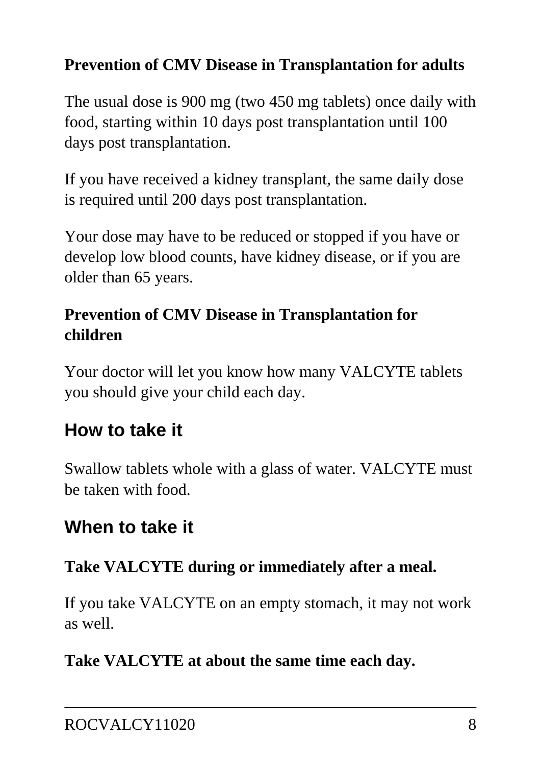**Prevention of CMV Disease in Transplantation for adults**

The usual dose is 900 mg (two 450 mg tablets) once daily with food, starting within 10 days post transplantation until 100 days post transplantation.

If you have received a kidney transplant, the same daily dose is required until 200 days post transplantation.

Your dose may have to be reduced or stopped if you have or develop low blood counts, have kidney disease, or if you are older than 65 years.

**Prevention of CMV Disease in Transplantation for children**

Your doctor will let you know how many VALCYTE tablets you should give your child each day.

## How to take it

Swallow tablets whole with a glass of water. VALCYTE must be taken with food.

## When to take it

**Take VALCYTE during or immediately after a meal.**

If you take VALCYTE on an empty stomach, it may not work as well.

**Take VALCYTE at about the same time each day.**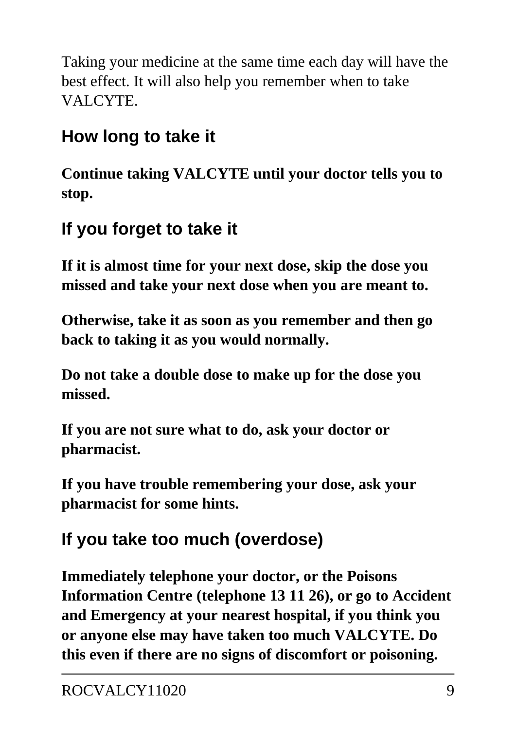Taking your medicine at the same time each day will have the best effect. It will also help you remember when to take VALCYTE.

## How long to take it

**Continue taking VALCYTE until your doctor tells you to stop.**

## If you forget to take it

**If it is almost time for your next dose, skip the dose you missed and take your next dose when you are meant to.**

**Otherwise, take it as soon as you remember and then go back to taking it as you would normally.**

**Do not take a double dose to make up for the dose you missed.**

**If you are not sure what to do, ask your doctor or pharmacist.**

**If you have trouble remembering your dose, ask your pharmacist for some hints.**

## If you take too much (overdose)

**Immediately telephone your doctor, or the Poisons Information Centre (telephone 13 11 26), or go to Accident and Emergency at your nearest hospital, if you think you or anyone else may have taken too much VALCYTE. Do this even if there are no signs of discomfort or poisoning.**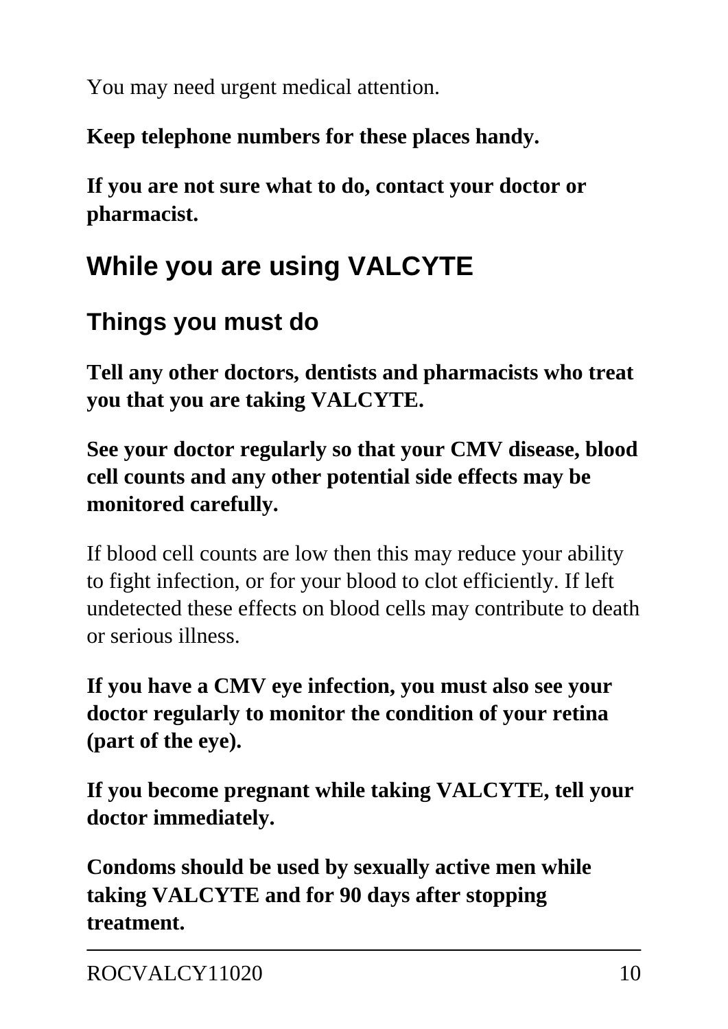You may need urgent medical attention.

**Keep telephone numbers for these places handy.**

**If you are not sure what to do, contact your doctor or pharmacist.**

## While you are using VALCYTE

### Things you must do

**Tell any other doctors, dentists and pharmacists who treat you that you are taking VALCYTE.**

**See your doctor regularly so that your CMV disease, blood cell counts and any other potential side effects may be monitored carefully.**

If blood cell counts are low then this may reduce your ability to fight infection, or for your blood to clot efficiently. If left undetected these effects on blood cells may contribute to death or serious illness.

**If you have a CMV eye infection, you must also see your doctor regularly to monitor the condition of your retina (part of the eye).**

**If you become pregnant while taking VALCYTE, tell your doctor immediately.**

**Condoms should be used by sexually active men while taking VALCYTE and for 90 days after stopping treatment.**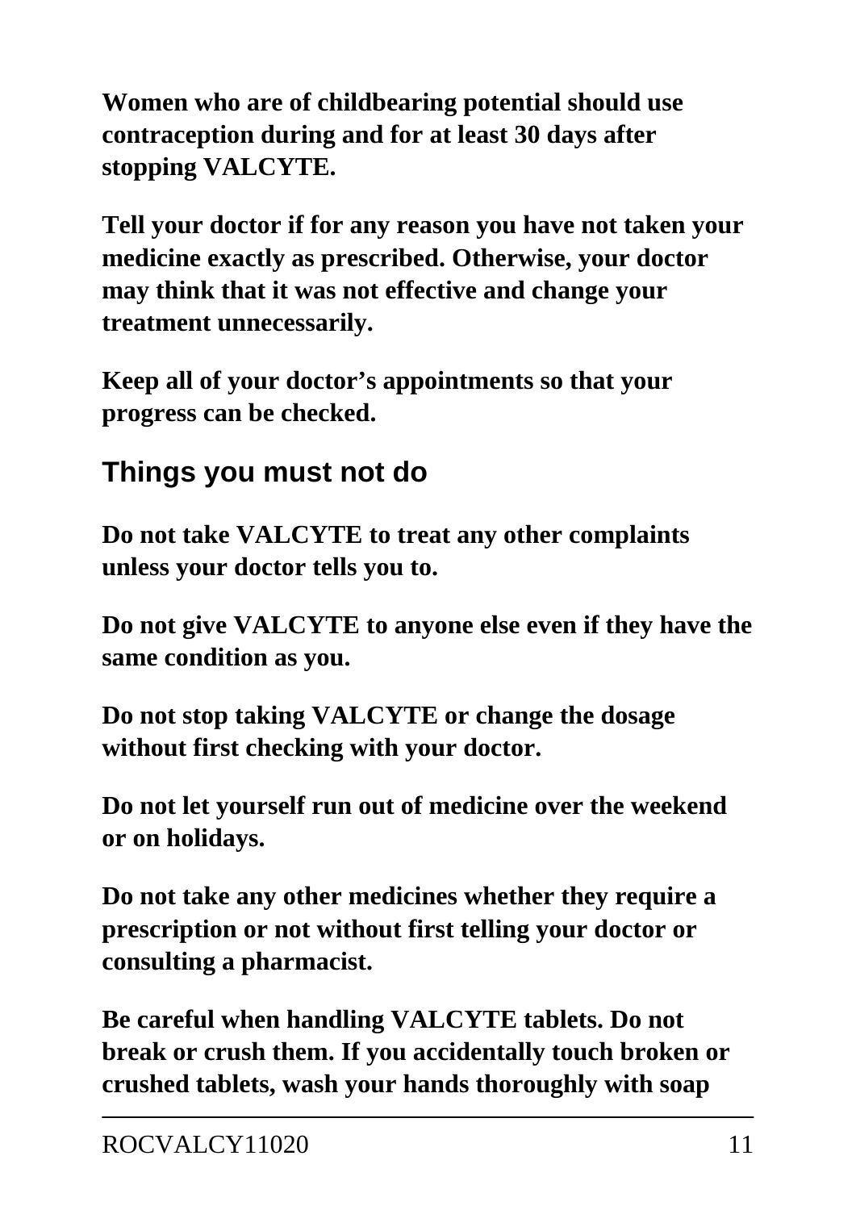**Women who are of childbearing potential should use contraception during and for at least 30 days after stopping VALCYTE.**

**Tell your doctor if for any reason you have not taken your medicine exactly as prescribed. Otherwise, your doctor may think that it was not effective and change your treatment unnecessarily.**

**Keep all of your doctor's appointments so that your progress can be checked.**

## Things you must not do

**Do not take VALCYTE to treat any other complaints unless your doctor tells you to.**

**Do not give VALCYTE to anyone else even if they have the same condition as you.**

**Do not stop taking VALCYTE or change the dosage without first checking with your doctor.**

**Do not let yourself run out of medicine over the weekend or on holidays.**

**Do not take any other medicines whether they require a prescription or not without first telling your doctor or consulting a pharmacist.**

**Be careful when handling VALCYTE tablets. Do not break or crush them. If you accidentally touch broken or crushed tablets, wash your hands thoroughly with soap**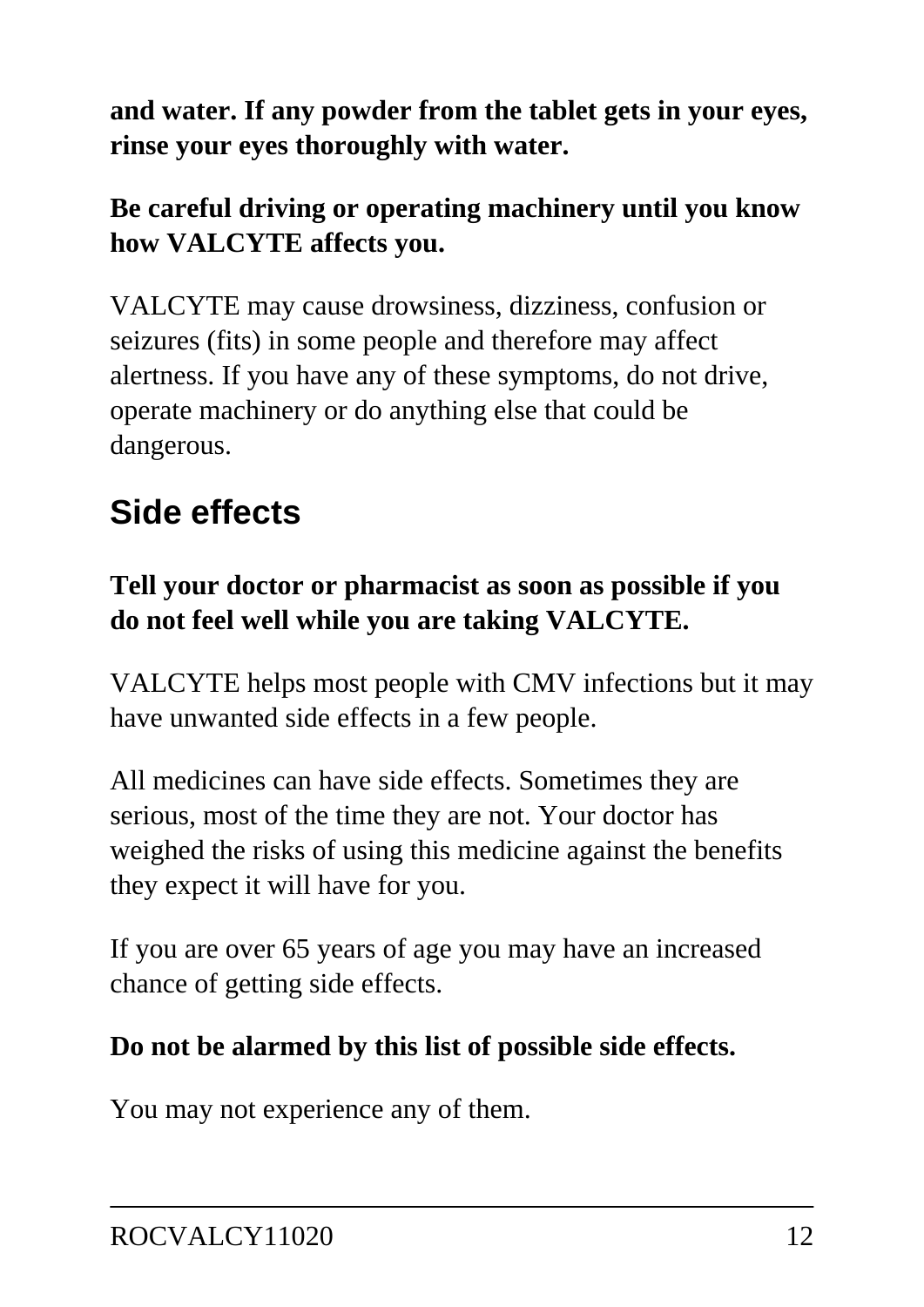**and water. If any powder from the tablet gets in your eyes, rinse your eyes thoroughly with water.**

**Be careful driving or operating machinery until you know how VALCYTE affects you.**

VALCYTE may cause drowsiness, dizziness, confusion or seizures (fits) in some people and therefore may affect alertness. If you have any of these symptoms, do not drive, operate machinery or do anything else that could be dangerous.

## Side effects

**Tell your doctor or pharmacist as soon as possible if you do not feel well while you are taking VALCYTE.**

VALCYTE helps most people with CMV infections but it may have unwanted side effects in a few people.

All medicines can have side effects. Sometimes they are serious, most of the time they are not. Your doctor has weighed the risks of using this medicine against the benefits they expect it will have for you.

If you are over 65 years of age you may have an increased chance of getting side effects.

**Do not be alarmed by this list of possible side effects.**

You may not experience any of them.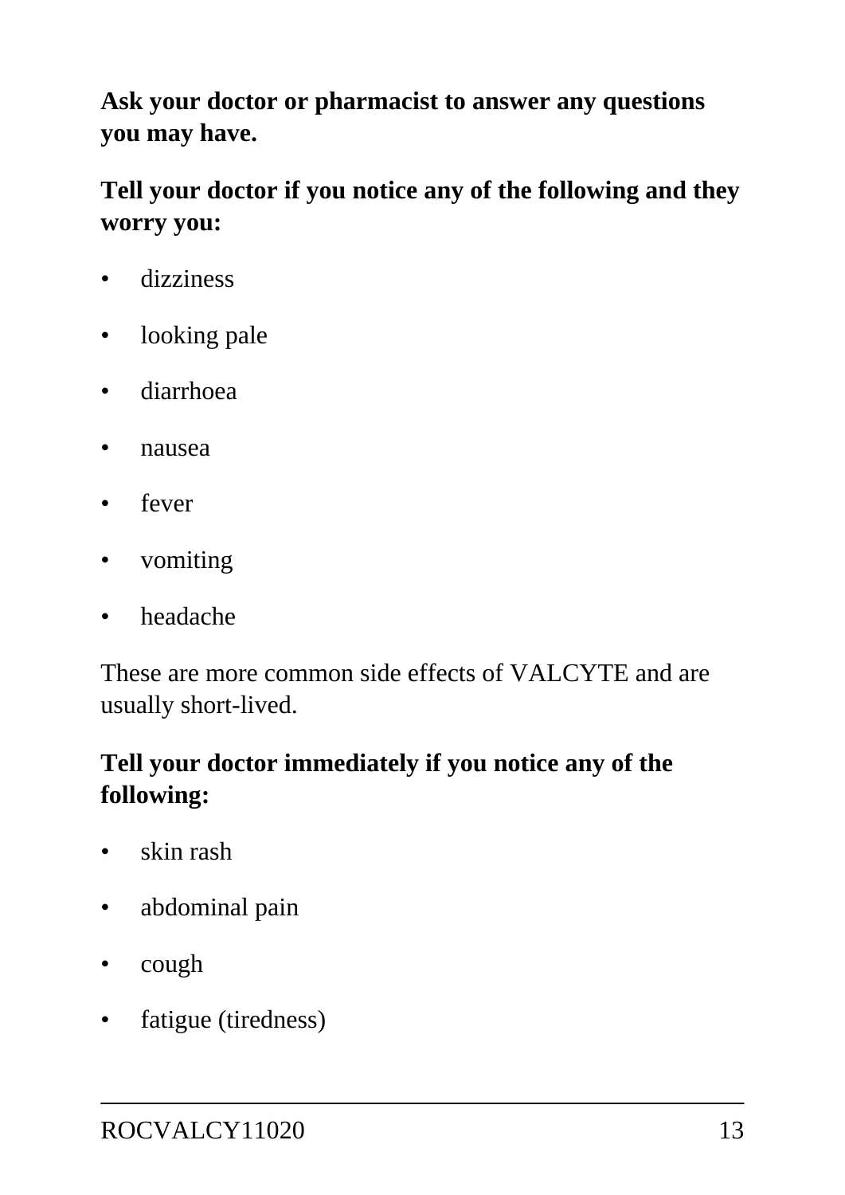**Ask your doctor or pharmacist to answer any questions you may have.**

**Tell your doctor if you notice any of the following and they worry you:**

- dizziness
- looking pale
- diarrhoea
- nausea
- fever
- vomiting
- headache

These are more common side effects of VALCYTE and are usually short-lived.

**Tell your doctor immediately if you notice any of the following:**

- skin rash
- abdominal pain
- cough
- fatigue (tiredness)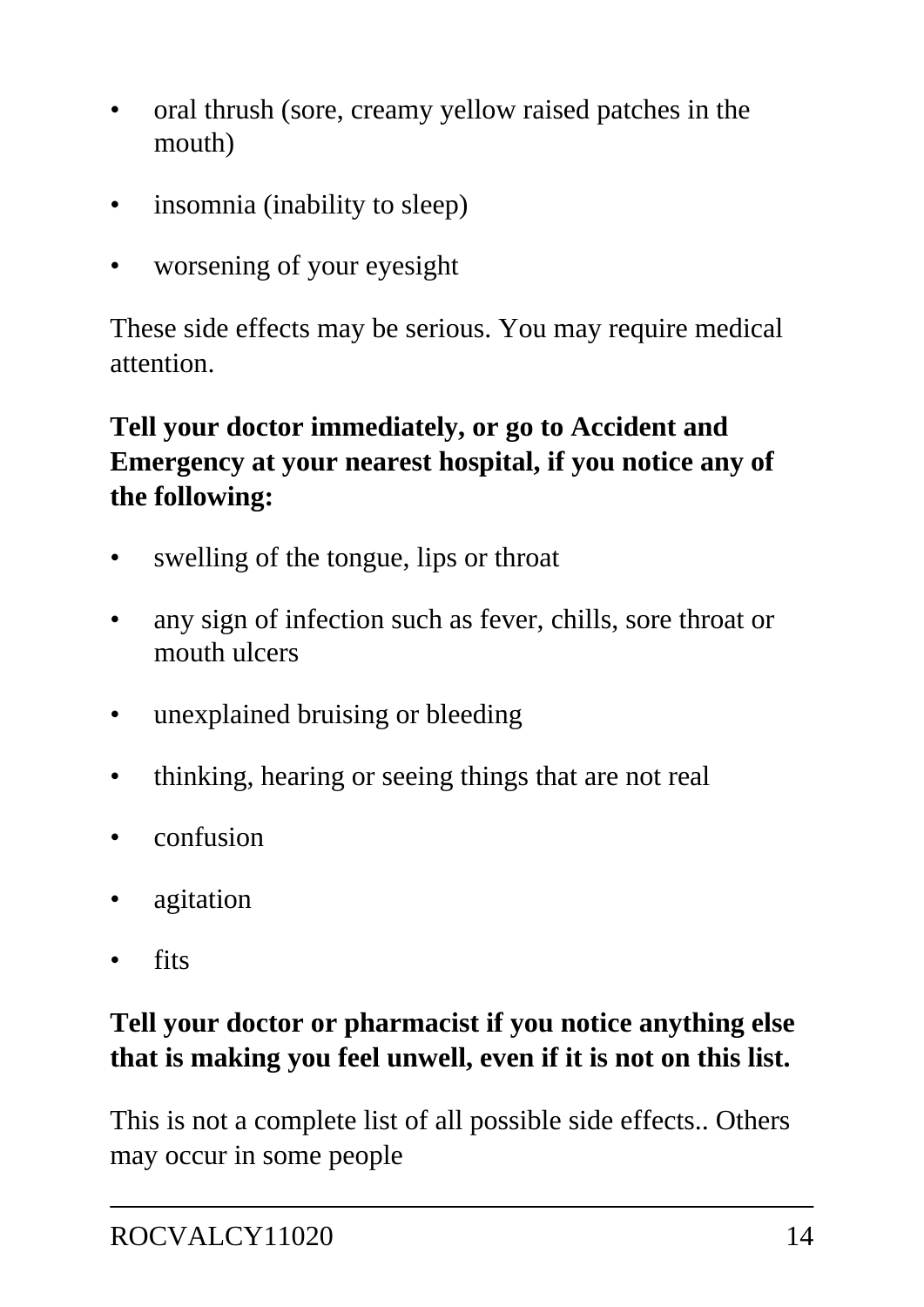- oral thrush (sore, creamy yellow raised patches in the mouth)
- insomnia (inability to sleep)
- worsening of your eyesight

These side effects may be serious. You may require medical attention.

**Tell your doctor immediately, or go to Accident and Emergency at your nearest hospital, if you notice any of the following:**

- swelling of the tongue, lips or throat
- any sign of infection such as fever, chills, sore throat or mouth ulcers
- unexplained bruising or bleeding
- thinking, hearing or seeing things that are not real
- confusion
- agitation
- fits

**Tell your doctor or pharmacist if you notice anything else that is making you feel unwell, even if it is not on this list.**

This is not a complete list of all possible side effects.. Others may occur in some people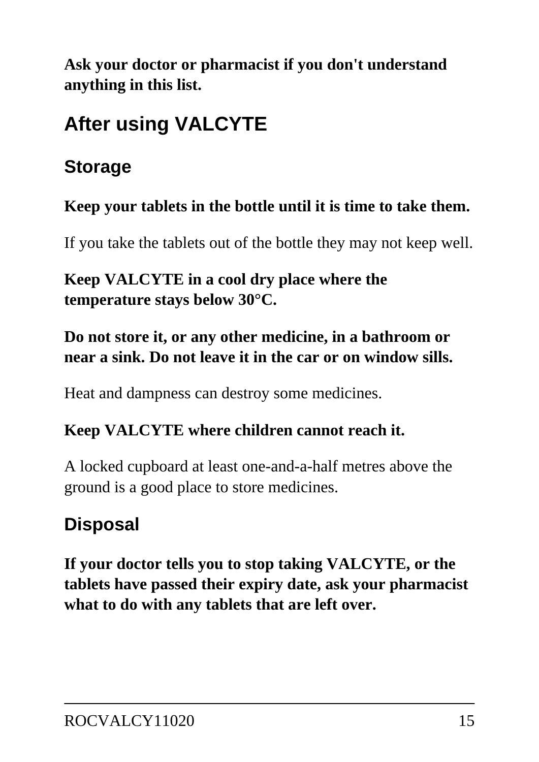**Ask your doctor or pharmacist if you don't understand anything in this list.**

## After using VALCYTE

### Storage

**Keep your tablets in the bottle until it is time to take them.**

If you take the tablets out of the bottle they may not keep well.

**Keep VALCYTE in a cool dry place where the temperature stays below 30°C.**

**Do not store it, or any other medicine, in a bathroom or near a sink. Do not leave it in the car or on window sills.**

Heat and dampness can destroy some medicines.

**Keep VALCYTE where children cannot reach it.**

A locked cupboard at least one-and-a-half metres above the ground is a good place to store medicines.

### Disposal

**If your doctor tells you to stop taking VALCYTE, or the tablets have passed their expiry date, ask your pharmacist what to do with any tablets that are left over.**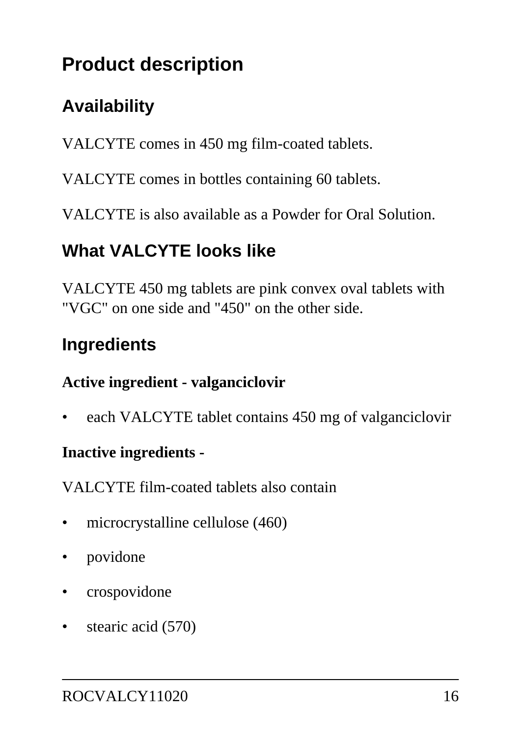# Product description

## Availability

VALCYTE comes in 450 mg film-coated tablets.

VALCYTE comes in bottles containing 60 tablets.

VALCYTE is also available as a Powder for Oral Solution.

## What VALCYTE looks like

VALCYTE 450 mg tablets are pink convex oval tablets with "VGC" on one side and "450" on the other side.

## Ingredients

**Active ingredient - valganciclovir**

- each VALCYTE tablet contains 450 mg of valganciclovir

**Inactive ingredients -**

VALCYTE film-coated tablets also contain

- microcrystalline cellulose (460)
- povidone
- crospovidone
- stearic acid (570)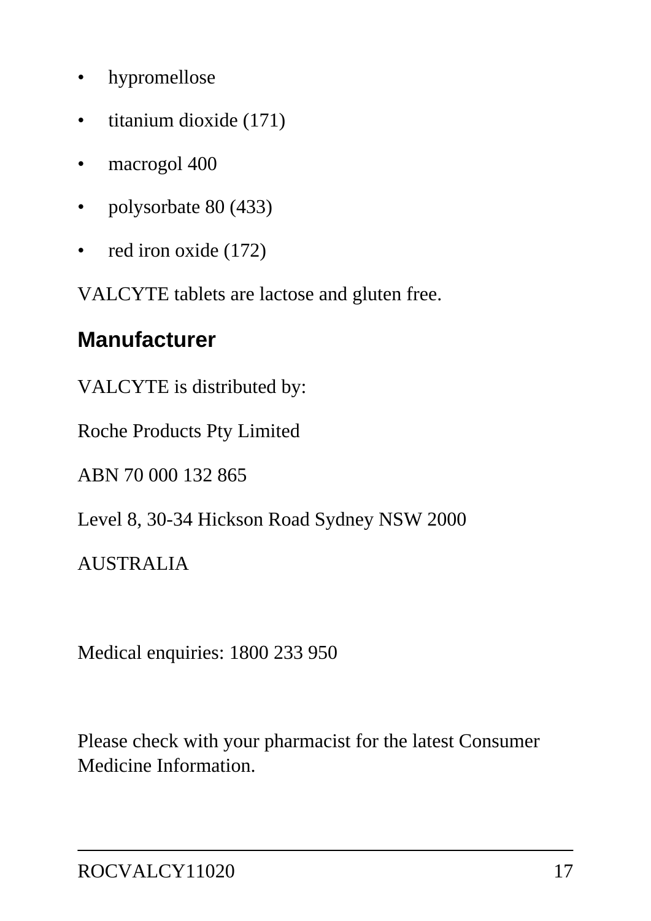- hypromellose
- titanium dioxide (171)
- macrogol 400
- polysorbate 80 (433)
- red iron oxide (172)

VALCYTE tablets are lactose and gluten free.

## Manufacturer

VALCYTE is distributed by:

Roche Products Pty Limited

ABN 70 000 132 865

Level 8, 30-34 Hickson Road Sydney NSW 2000

AUSTRALIA

Medical enquiries: 1800 233 950

Please check with your pharmacist for the latest Consumer Medicine Information.

ROCVALCY11020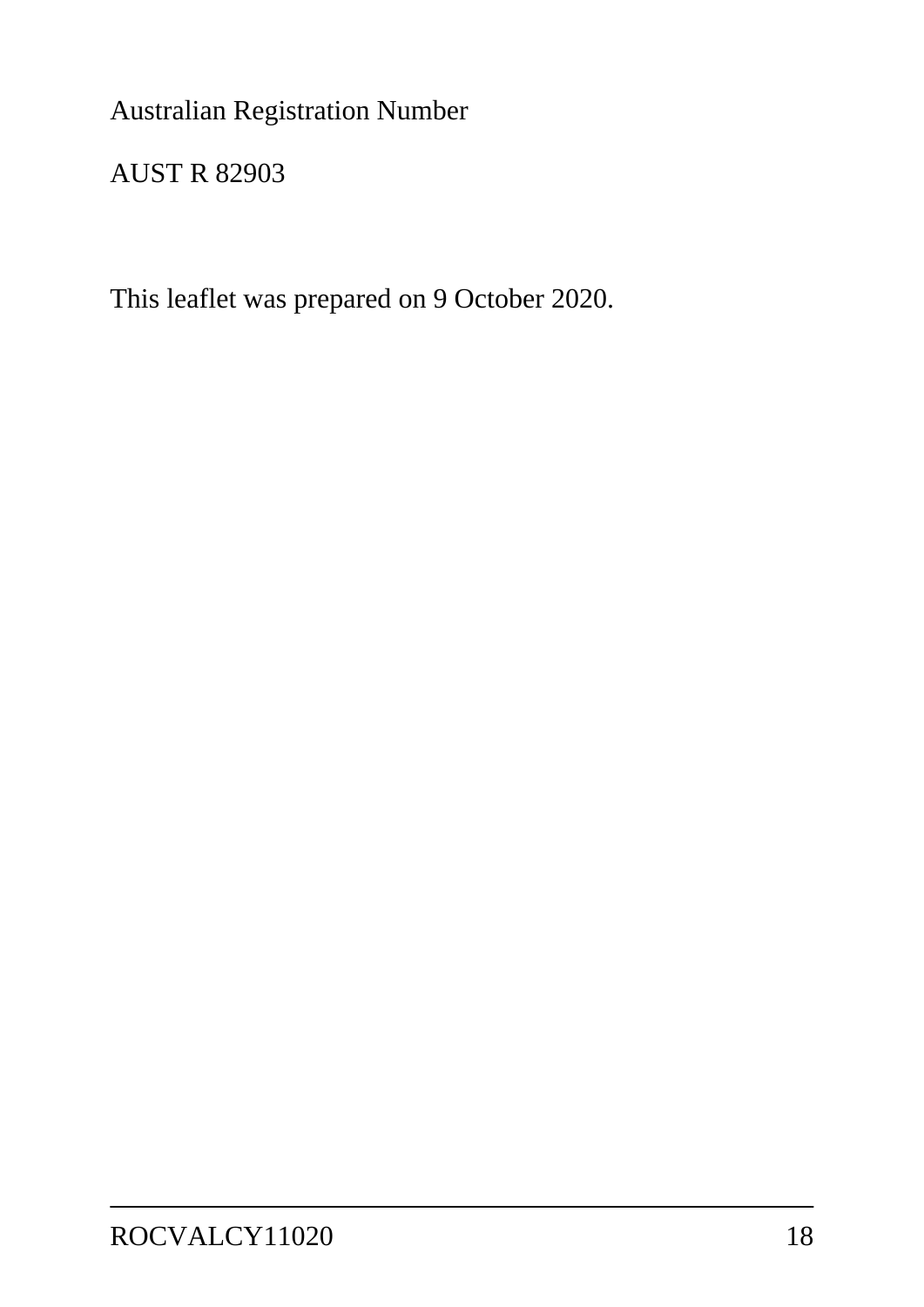Australian Registration Number

AUST R 82903

This leaflet was prepared on 9 October 2020.